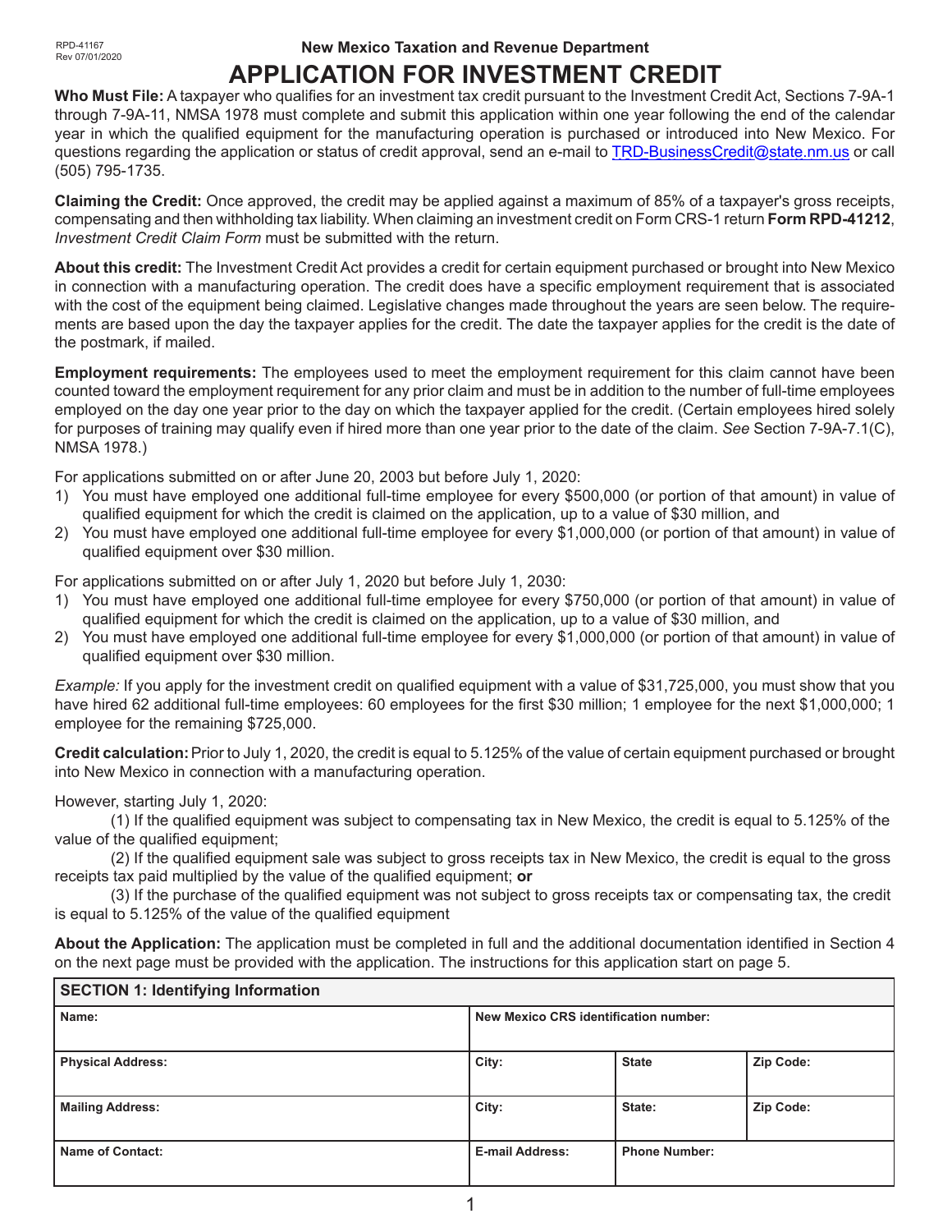RPD-41167
Rev 07/01/2020

New Mexico Taxation and Revenue Department

# APPLICATION FOR INVESTMENT CREDIT

**Who Must File:** A taxpayer who qualifies for an investment tax credit pursuant to the Investment Credit Act, Sections 7-9A-1 through 7-9A-11, NMSA 1978 must complete and submit this application within one year following the end of the calendar year in which the qualified equipment for the manufacturing operation is purchased or introduced into New Mexico. For questions regarding the application or status of credit approval, send an e-mail to TRD-BusinessCredit@state.nm.us or call (505) 795-1735.

**Claiming the Credit:** Once approved, the credit may be applied against a maximum of 85% of a taxpayer's gross receipts, compensating and then withholding tax liability. When claiming an investment credit on Form CRS-1 return **Form RPD-41212**, *Investment Credit Claim Form* must be submitted with the return.

**About this credit:** The Investment Credit Act provides a credit for certain equipment purchased or brought into New Mexico in connection with a manufacturing operation. The credit does have a specific employment requirement that is associated with the cost of the equipment being claimed. Legislative changes made throughout the years are seen below. The requirements are based upon the day the taxpayer applies for the credit. The date the taxpayer applies for the credit is the date of the postmark, if mailed.

**Employment requirements:** The employees used to meet the employment requirement for this claim cannot have been counted toward the employment requirement for any prior claim and must be in addition to the number of full-time employees employed on the day one year prior to the day on which the taxpayer applied for the credit. (Certain employees hired solely for purposes of training may qualify even if hired more than one year prior to the date of the claim. *See* Section 7-9A-7.1(C), NMSA 1978.)

For applications submitted on or after June 20, 2003 but before July 1, 2020:

1) You must have employed one additional full-time employee for every $500,000 (or portion of that amount) in value of qualified equipment for which the credit is claimed on the application, up to a value of $30 million, and
2) You must have employed one additional full-time employee for every $1,000,000 (or portion of that amount) in value of qualified equipment over $30 million.

For applications submitted on or after July 1, 2020 but before July 1, 2030:

1) You must have employed one additional full-time employee for every $750,000 (or portion of that amount) in value of qualified equipment for which the credit is claimed on the application, up to a value of $30 million, and
2) You must have employed one additional full-time employee for every $1,000,000 (or portion of that amount) in value of qualified equipment over $30 million.

*Example:* If you apply for the investment credit on qualified equipment with a value of $31,725,000, you must show that you have hired 62 additional full-time employees: 60 employees for the first $30 million; 1 employee for the next $1,000,000; 1 employee for the remaining $725,000.

**Credit calculation:** Prior to July 1, 2020, the credit is equal to 5.125% of the value of certain equipment purchased or brought into New Mexico in connection with a manufacturing operation.

However, starting July 1, 2020:

(1) If the qualified equipment was subject to compensating tax in New Mexico, the credit is equal to 5.125% of the value of the qualified equipment;

(2) If the qualified equipment sale was subject to gross receipts tax in New Mexico, the credit is equal to the gross receipts tax paid multiplied by the value of the qualified equipment; **or**

(3) If the purchase of the qualified equipment was not subject to gross receipts tax or compensating tax, the credit is equal to 5.125% of the value of the qualified equipment

**About the Application:** The application must be completed in full and the additional documentation identified in Section 4 on the next page must be provided with the application. The instructions for this application start on page 5.

| **SECTION 1: Identifying Information** | | | |
|---|---|---|---|
| **Name:** | **New Mexico CRS identification number:** | | |
| **Physical Address:** | **City:** | **State** | **Zip Code:** |
| **Mailing Address:** | **City:** | **State:** | **Zip Code:** |
| **Name of Contact:** | **E-mail Address:** | **Phone Number:** | |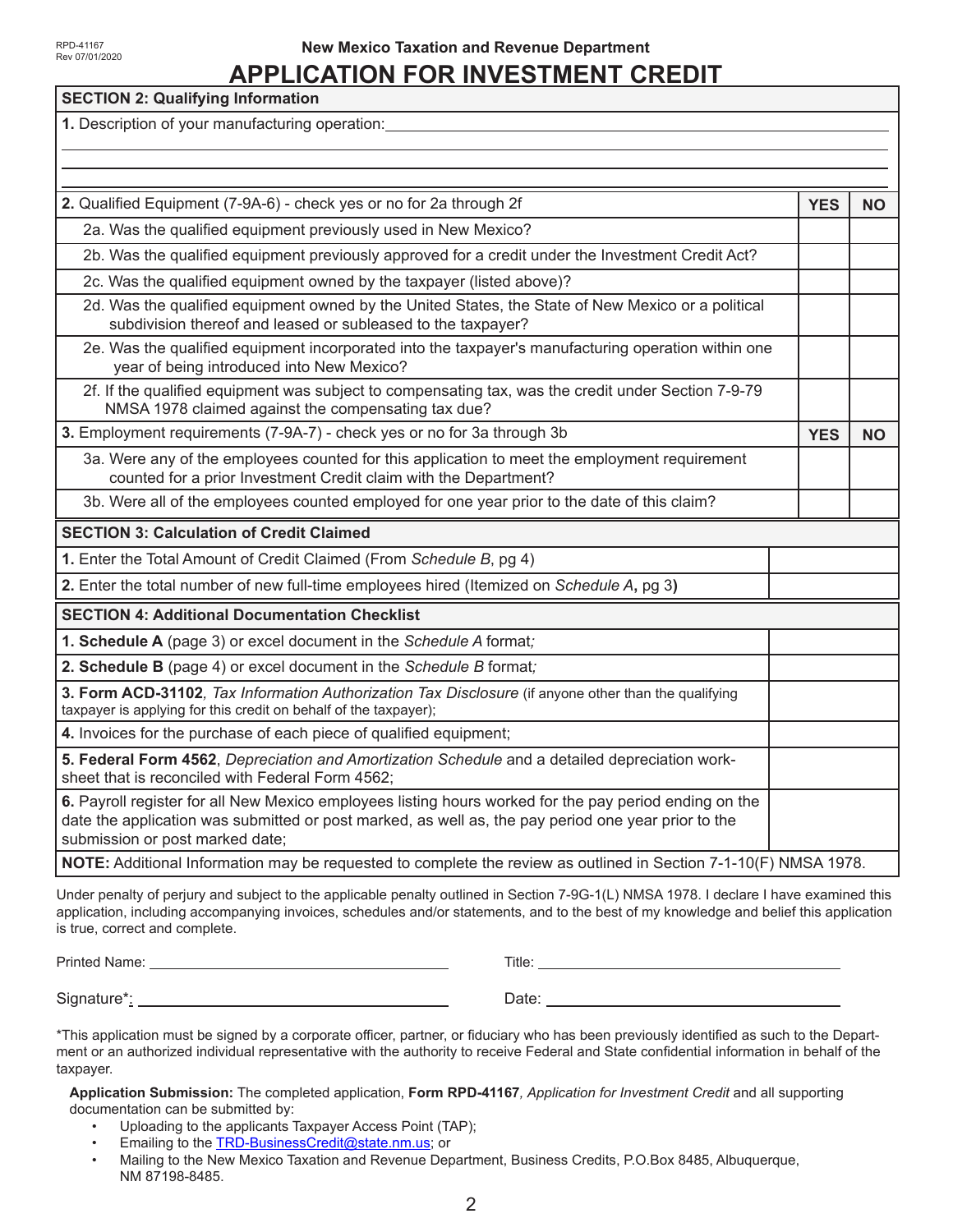RPD-41167
Rev 07/01/2020

New Mexico Taxation and Revenue Department

# APPLICATION FOR INVESTMENT CREDIT

| SECTION 2: Qualifying Information | | |
|---|---|---|
| **1.** Description of your manufacturing operation: ______________________________ | | |
| **2.** Qualified Equipment (7-9A-6) - check yes or no for 2a through 2f | **YES** | **NO** |
| 2a. Was the qualified equipment previously used in New Mexico? | | |
| 2b. Was the qualified equipment previously approved for a credit under the Investment Credit Act? | | |
| 2c. Was the qualified equipment owned by the taxpayer (listed above)? | | |
| 2d. Was the qualified equipment owned by the United States, the State of New Mexico or a political subdivision thereof and leased or subleased to the taxpayer? | | |
| 2e. Was the qualified equipment incorporated into the taxpayer's manufacturing operation within one year of being introduced into New Mexico? | | |
| 2f. If the qualified equipment was subject to compensating tax, was the credit under Section 7-9-79 NMSA 1978 claimed against the compensating tax due? | | |
| **3.** Employment requirements (7-9A-7) - check yes or no for 3a through 3b | **YES** | **NO** |
| 3a. Were any of the employees counted for this application to meet the employment requirement counted for a prior Investment Credit claim with the Department? | | |
| 3b. Were all of the employees counted employed for one year prior to the date of this claim? | | |

| SECTION 3: Calculation of Credit Claimed | |
|---|---|
| **1.** Enter the Total Amount of Credit Claimed (From *Schedule B*, pg 4) | |
| **2.** Enter the total number of new full-time employees hired (Itemized on *Schedule A*, pg 3) | |

| SECTION 4: Additional Documentation Checklist | |
|---|---|
| **1. Schedule A** (page 3) or excel document in the *Schedule A* format; | |
| **2. Schedule B** (page 4) or excel document in the *Schedule B* format; | |
| **3. Form ACD-31102**, *Tax Information Authorization Tax Disclosure* (if anyone other than the qualifying taxpayer is applying for this credit on behalf of the taxpayer); | |
| **4.** Invoices for the purchase of each piece of qualified equipment; | |
| **5. Federal Form 4562**, *Depreciation and Amortization Schedule* and a detailed depreciation work-sheet that is reconciled with Federal Form 4562; | |
| **6.** Payroll register for all New Mexico employees listing hours worked for the pay period ending on the date the application was submitted or post marked, as well as, the pay period one year prior to the submission or post marked date; | |
| **NOTE:** Additional Information may be requested to complete the review as outlined in Section 7-1-10(F) NMSA 1978. | |

Under penalty of perjury and subject to the applicable penalty outlined in Section 7-9G-1(L) NMSA 1978. I declare I have examined this application, including accompanying invoices, schedules and/or statements, and to the best of my knowledge and belief this application is true, correct and complete.

Printed Name: ______________________ Title: ______________________

Signature*: ______________________ Date: ______________________

*This application must be signed by a corporate officer, partner, or fiduciary who has been previously identified as such to the Department or an authorized individual representative with the authority to receive Federal and State confidential information in behalf of the taxpayer.

**Application Submission:** The completed application, **Form RPD-41167**, *Application for Investment Credit* and all supporting documentation can be submitted by:

- Uploading to the applicants Taxpayer Access Point (TAP);
- Emailing to the TRD-BusinessCredit@state.nm.us; or
- Mailing to the New Mexico Taxation and Revenue Department, Business Credits, P.O.Box 8485, Albuquerque, NM 87198-8485.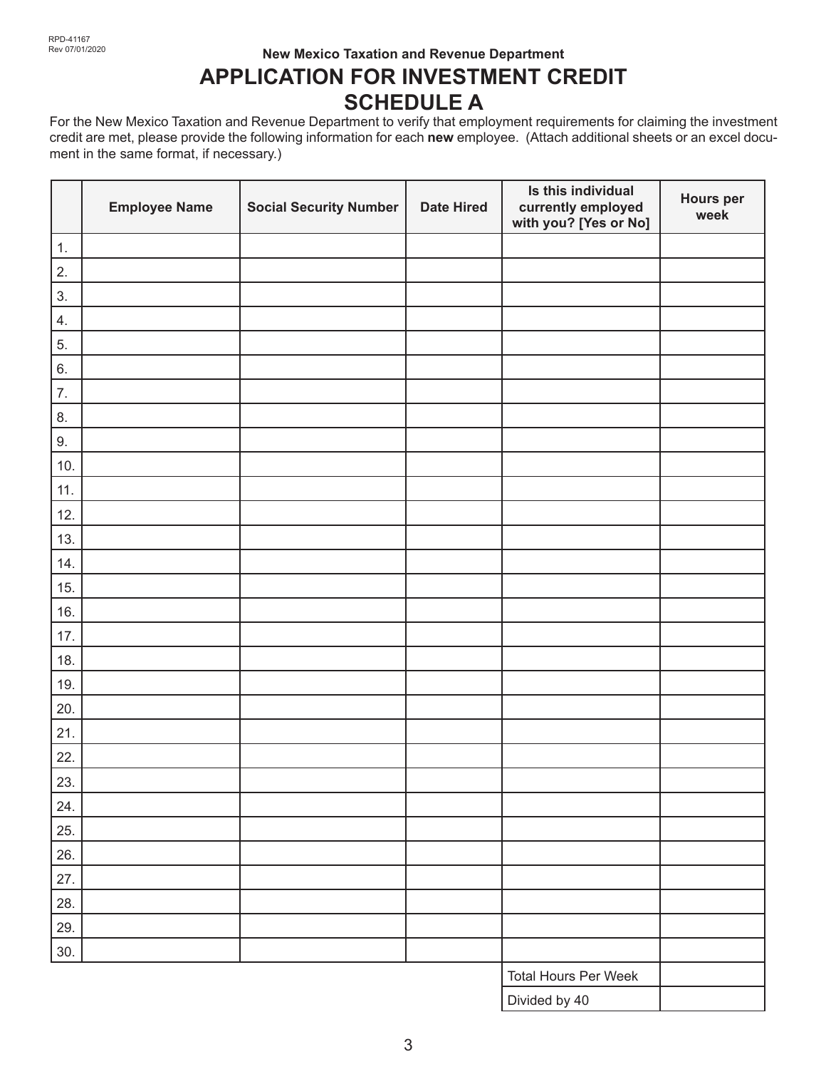RPD-41167
Rev 07/01/2020

New Mexico Taxation and Revenue Department

# APPLICATION FOR INVESTMENT CREDIT
# SCHEDULE A

For the New Mexico Taxation and Revenue Department to verify that employment requirements for claiming the investment credit are met, please provide the following information for each **new** employee. (Attach additional sheets or an excel document in the same format, if necessary.)

| | Employee Name | Social Security Number | Date Hired | Is this individual currently employed with you? [Yes or No] | Hours per week |
|---|---|---|---|---|---|
| 1. | | | | | |
| 2. | | | | | |
| 3. | | | | | |
| 4. | | | | | |
| 5. | | | | | |
| 6. | | | | | |
| 7. | | | | | |
| 8. | | | | | |
| 9. | | | | | |
| 10. | | | | | |
| 11. | | | | | |
| 12. | | | | | |
| 13. | | | | | |
| 14. | | | | | |
| 15. | | | | | |
| 16. | | | | | |
| 17. | | | | | |
| 18. | | | | | |
| 19. | | | | | |
| 20. | | | | | |
| 21. | | | | | |
| 22. | | | | | |
| 23. | | | | | |
| 24. | | | | | |
| 25. | | | | | |
| 26. | | | | | |
| 27. | | | | | |
| 28. | | | | | |
| 29. | | | | | |
| 30. | | | | | |
| | | | | Total Hours Per Week | |
| | | | | Divided by 40 | |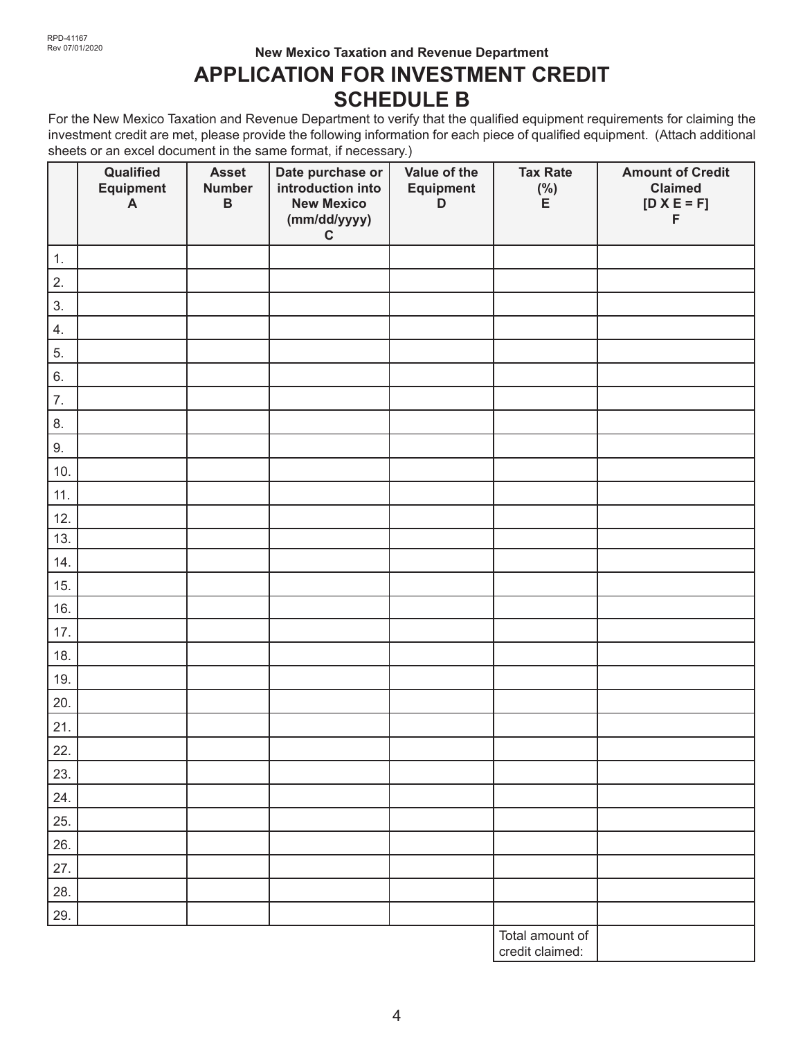RPD-41167
Rev 07/01/2020

New Mexico Taxation and Revenue Department

# APPLICATION FOR INVESTMENT CREDIT
# SCHEDULE B

For the New Mexico Taxation and Revenue Department to verify that the qualified equipment requirements for claiming the investment credit are met, please provide the following information for each piece of qualified equipment. (Attach additional sheets or an excel document in the same format, if necessary.)

| | Qualified Equipment A | Asset Number B | Date purchase or introduction into New Mexico (mm/dd/yyyy) C | Value of the Equipment D | Tax Rate (%) E | Amount of Credit Claimed [D X E = F] F |
|---|---|---|---|---|---|---|
| 1. | | | | | | |
| 2. | | | | | | |
| 3. | | | | | | |
| 4. | | | | | | |
| 5. | | | | | | |
| 6. | | | | | | |
| 7. | | | | | | |
| 8. | | | | | | |
| 9. | | | | | | |
| 10. | | | | | | |
| 11. | | | | | | |
| 12. | | | | | | |
| 13. | | | | | | |
| 14. | | | | | | |
| 15. | | | | | | |
| 16. | | | | | | |
| 17. | | | | | | |
| 18. | | | | | | |
| 19. | | | | | | |
| 20. | | | | | | |
| 21. | | | | | | |
| 22. | | | | | | |
| 23. | | | | | | |
| 24. | | | | | | |
| 25. | | | | | | |
| 26. | | | | | | |
| 27. | | | | | | |
| 28. | | | | | | |
| 29. | | | | | | |
| | | | | | Total amount of credit claimed: | |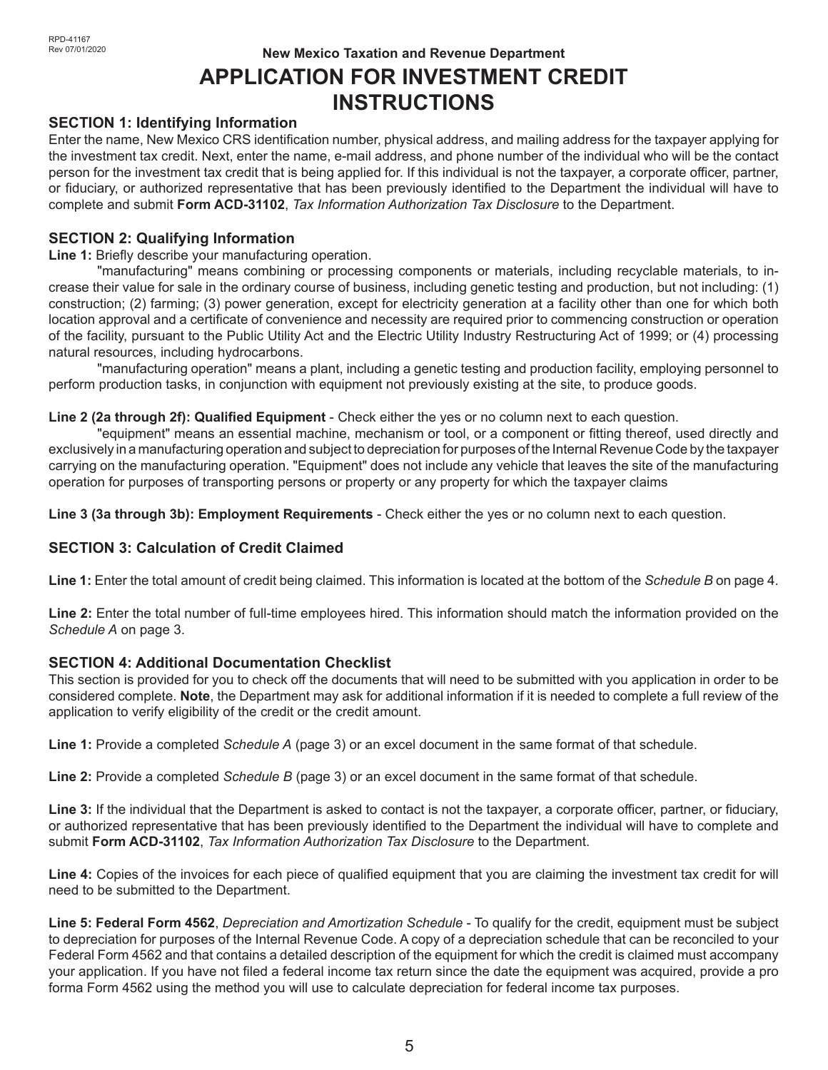RPD-41167
Rev 07/01/2020

**New Mexico Taxation and Revenue Department**

# APPLICATION FOR INVESTMENT CREDIT INSTRUCTIONS

### SECTION 1: Identifying Information

Enter the name, New Mexico CRS identification number, physical address, and mailing address for the taxpayer applying for the investment tax credit. Next, enter the name, e-mail address, and phone number of the individual who will be the contact person for the investment tax credit that is being applied for. If this individual is not the taxpayer, a corporate officer, partner, or fiduciary, or authorized representative that has been previously identified to the Department the individual will have to complete and submit **Form ACD-31102**, *Tax Information Authorization Tax Disclosure* to the Department.

### SECTION 2: Qualifying Information

**Line 1:** Briefly describe your manufacturing operation.

"manufacturing" means combining or processing components or materials, including recyclable materials, to increase their value for sale in the ordinary course of business, including genetic testing and production, but not including: (1) construction; (2) farming; (3) power generation, except for electricity generation at a facility other than one for which both location approval and a certificate of convenience and necessity are required prior to commencing construction or operation of the facility, pursuant to the Public Utility Act and the Electric Utility Industry Restructuring Act of 1999; or (4) processing natural resources, including hydrocarbons.

"manufacturing operation" means a plant, including a genetic testing and production facility, employing personnel to perform production tasks, in conjunction with equipment not previously existing at the site, to produce goods.

**Line 2 (2a through 2f): Qualified Equipment** - Check either the yes or no column next to each question.

"equipment" means an essential machine, mechanism or tool, or a component or fitting thereof, used directly and exclusively in a manufacturing operation and subject to depreciation for purposes of the Internal Revenue Code by the taxpayer carrying on the manufacturing operation. "Equipment" does not include any vehicle that leaves the site of the manufacturing operation for purposes of transporting persons or property or any property for which the taxpayer claims

**Line 3 (3a through 3b): Employment Requirements** - Check either the yes or no column next to each question.

### SECTION 3: Calculation of Credit Claimed

**Line 1:** Enter the total amount of credit being claimed. This information is located at the bottom of the *Schedule B* on page 4.

**Line 2:** Enter the total number of full-time employees hired. This information should match the information provided on the *Schedule A* on page 3.

### SECTION 4: Additional Documentation Checklist

This section is provided for you to check off the documents that will need to be submitted with you application in order to be considered complete. **Note**, the Department may ask for additional information if it is needed to complete a full review of the application to verify eligibility of the credit or the credit amount.

**Line 1:** Provide a completed *Schedule A* (page 3) or an excel document in the same format of that schedule.

**Line 2:** Provide a completed *Schedule B* (page 3) or an excel document in the same format of that schedule.

**Line 3:** If the individual that the Department is asked to contact is not the taxpayer, a corporate officer, partner, or fiduciary, or authorized representative that has been previously identified to the Department the individual will have to complete and submit **Form ACD-31102**, *Tax Information Authorization Tax Disclosure* to the Department.

**Line 4:** Copies of the invoices for each piece of qualified equipment that you are claiming the investment tax credit for will need to be submitted to the Department.

**Line 5: Federal Form 4562**, *Depreciation and Amortization Schedule* - To qualify for the credit, equipment must be subject to depreciation for purposes of the Internal Revenue Code. A copy of a depreciation schedule that can be reconciled to your Federal Form 4562 and that contains a detailed description of the equipment for which the credit is claimed must accompany your application. If you have not filed a federal income tax return since the date the equipment was acquired, provide a pro forma Form 4562 using the method you will use to calculate depreciation for federal income tax purposes.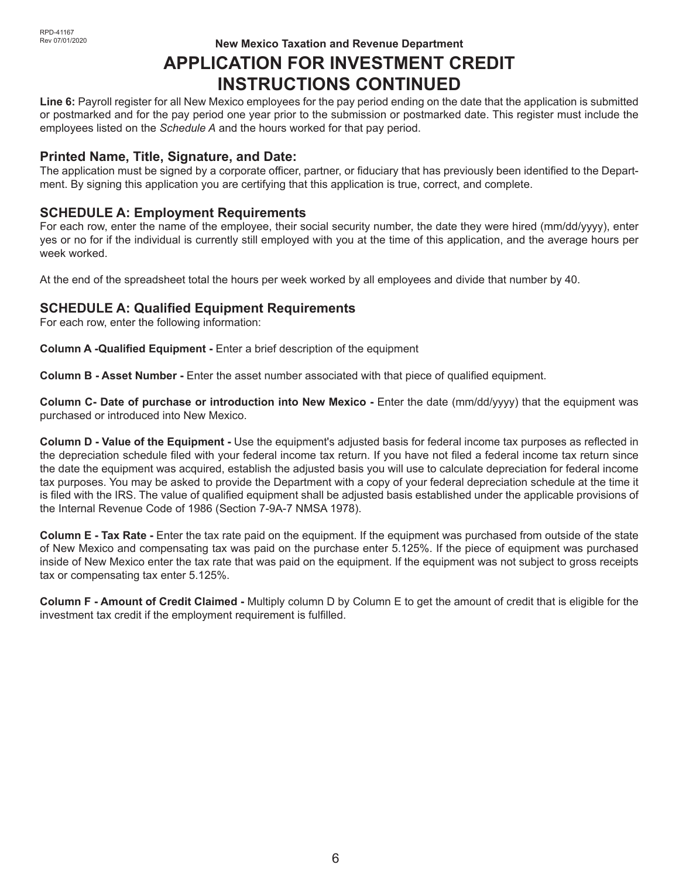RPD-41167
Rev 07/01/2020

**New Mexico Taxation and Revenue Department**

# APPLICATION FOR INVESTMENT CREDIT INSTRUCTIONS CONTINUED

**Line 6:** Payroll register for all New Mexico employees for the pay period ending on the date that the application is submitted or postmarked and for the pay period one year prior to the submission or postmarked date. This register must include the employees listed on the *Schedule A* and the hours worked for that pay period.

## Printed Name, Title, Signature, and Date:

The application must be signed by a corporate officer, partner, or fiduciary that has previously been identified to the Department. By signing this application you are certifying that this application is true, correct, and complete.

## SCHEDULE A: Employment Requirements

For each row, enter the name of the employee, their social security number, the date they were hired (mm/dd/yyyy), enter yes or no for if the individual is currently still employed with you at the time of this application, and the average hours per week worked.

At the end of the spreadsheet total the hours per week worked by all employees and divide that number by 40.

## SCHEDULE A: Qualified Equipment Requirements

For each row, enter the following information:

**Column A -Qualified Equipment -** Enter a brief description of the equipment

**Column B - Asset Number -** Enter the asset number associated with that piece of qualified equipment.

**Column C- Date of purchase or introduction into New Mexico -** Enter the date (mm/dd/yyyy) that the equipment was purchased or introduced into New Mexico.

**Column D - Value of the Equipment -** Use the equipment's adjusted basis for federal income tax purposes as reflected in the depreciation schedule filed with your federal income tax return. If you have not filed a federal income tax return since the date the equipment was acquired, establish the adjusted basis you will use to calculate depreciation for federal income tax purposes. You may be asked to provide the Department with a copy of your federal depreciation schedule at the time it is filed with the IRS. The value of qualified equipment shall be adjusted basis established under the applicable provisions of the Internal Revenue Code of 1986 (Section 7-9A-7 NMSA 1978).

**Column E - Tax Rate -** Enter the tax rate paid on the equipment. If the equipment was purchased from outside of the state of New Mexico and compensating tax was paid on the purchase enter 5.125%. If the piece of equipment was purchased inside of New Mexico enter the tax rate that was paid on the equipment. If the equipment was not subject to gross receipts tax or compensating tax enter 5.125%.

**Column F - Amount of Credit Claimed -** Multiply column D by Column E to get the amount of credit that is eligible for the investment tax credit if the employment requirement is fulfilled.